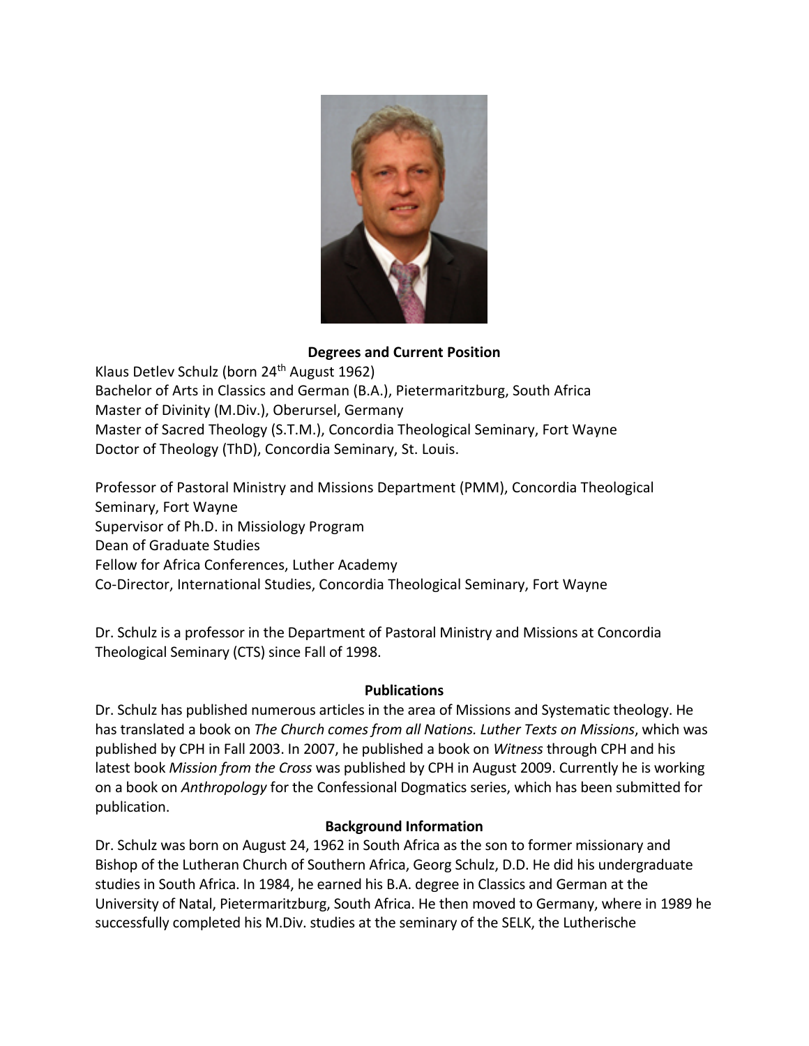## Degrees and Current Position

Klaus Detlev Schulz (born 24th August 1962)
Bachelor of Arts in Classics and German (B.A.), Pietermaritzburg, South Africa
Master of Divinity (M.Div.), Oberursel, Germany
Master of Sacred Theology (S.T.M.), Concordia Theological Seminary, Fort Wayne
Doctor of Theology (ThD), Concordia Seminary, St. Louis.

Professor of Pastoral Ministry and Missions Department (PMM), Concordia Theological Seminary, Fort Wayne
Supervisor of Ph.D. in Missiology Program
Dean of Graduate Studies
Fellow for Africa Conferences, Luther Academy
Co-Director, International Studies, Concordia Theological Seminary, Fort Wayne

Dr. Schulz is a professor in the Department of Pastoral Ministry and Missions at Concordia Theological Seminary (CTS) since Fall of 1998.

## Publications

Dr. Schulz has published numerous articles in the area of Missions and Systematic theology. He has translated a book on *The Church comes from all Nations. Luther Texts on Missions*, which was published by CPH in Fall 2003. In 2007, he published a book on *Witness* through CPH and his latest book *Mission from the Cross* was published by CPH in August 2009. Currently he is working on a book on *Anthropology* for the Confessional Dogmatics series, which has been submitted for publication.

## Background Information

Dr. Schulz was born on August 24, 1962 in South Africa as the son to former missionary and Bishop of the Lutheran Church of Southern Africa, Georg Schulz, D.D. He did his undergraduate studies in South Africa. In 1984, he earned his B.A. degree in Classics and German at the University of Natal, Pietermaritzburg, South Africa. He then moved to Germany, where in 1989 he successfully completed his M.Div. studies at the seminary of the SELK, the Lutherische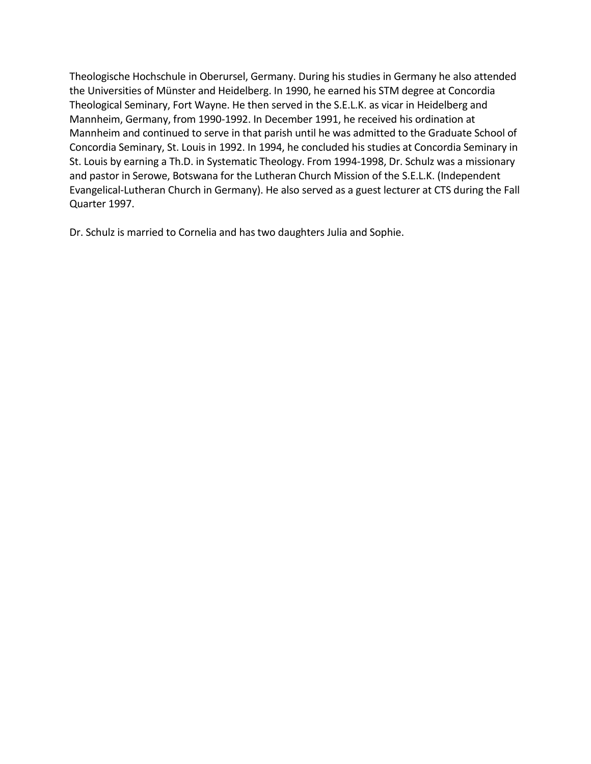Theologische Hochschule in Oberursel, Germany. During his studies in Germany he also attended the Universities of Münster and Heidelberg. In 1990, he earned his STM degree at Concordia Theological Seminary, Fort Wayne. He then served in the S.E.L.K. as vicar in Heidelberg and Mannheim, Germany, from 1990-1992. In December 1991, he received his ordination at Mannheim and continued to serve in that parish until he was admitted to the Graduate School of Concordia Seminary, St. Louis in 1992. In 1994, he concluded his studies at Concordia Seminary in St. Louis by earning a Th.D. in Systematic Theology. From 1994-1998, Dr. Schulz was a missionary and pastor in Serowe, Botswana for the Lutheran Church Mission of the S.E.L.K. (Independent Evangelical-Lutheran Church in Germany). He also served as a guest lecturer at CTS during the Fall Quarter 1997.

Dr. Schulz is married to Cornelia and has two daughters Julia and Sophie.